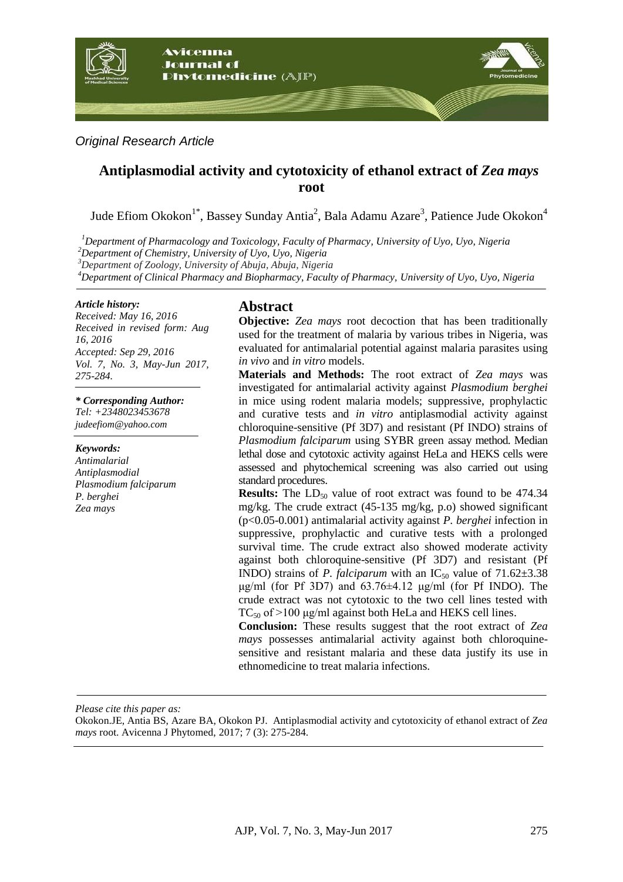*Original Research Article*

# Antiplasmodial activity and cytotoxicity of ethanol extract of *Zea mays* root

Jude Efiom Okokon[1*], Bassey Sunday Antia[2], Bala Adamu Azare[3], Patience Jude Okokon[4]

[1]*Department of Pharmacology and Toxicology, Faculty of Pharmacy, University of Uyo, Uyo, Nigeria*
[2]*Department of Chemistry, University of Uyo, Uyo, Nigeria*
[3]*Department of Zoology, University of Abuja, Abuja, Nigeria*
[4]*Department of Clinical Pharmacy and Biopharmacy, Faculty of Pharmacy, University of Uyo, Uyo, Nigeria*

***Article history:***
*Received: May 16, 2016*
*Received in revised form: Aug 16, 2016*
*Accepted: Sep 29, 2016*
*Vol. 7, No. 3, May-Jun 2017, 275-284.*

***\* Corresponding Author:***
*Tel: +2348023453678*
*judeefiom@yahoo.com*

***Keywords:***
*Antimalarial*
*Antiplasmodial*
*Plasmodium falciparum*
*P. berghei*
*Zea mays*

## Abstract

**Objective:** *Zea mays* root decoction that has been traditionally used for the treatment of malaria by various tribes in Nigeria, was evaluated for antimalarial potential against malaria parasites using *in vivo* and *in vitro* models.

**Materials and Methods:** The root extract of *Zea mays* was investigated for antimalarial activity against *Plasmodium berghei* in mice using rodent malaria models; suppressive, prophylactic and curative tests and *in vitro* antiplasmodial activity against chloroquine-sensitive (Pf 3D7) and resistant (Pf INDO) strains of *Plasmodium falciparum* using SYBR green assay method. Median lethal dose and cytotoxic activity against HeLa and HEKS cells were assessed and phytochemical screening was also carried out using standard procedures.

**Results:** The $LD_{50}$ value of root extract was found to be 474.34 mg/kg. The crude extract (45-135 mg/kg, p.o) showed significant ($p<0.05$-$0.001$) antimalarial activity against *P. berghei* infection in suppressive, prophylactic and curative tests with a prolonged survival time. The crude extract also showed moderate activity against both chloroquine-sensitive (Pf 3D7) and resistant (Pf INDO) strains of *P. falciparum* with an $IC_{50}$ value of $71.62\pm3.38$ μg/ml (for Pf 3D7) and $63.76\pm4.12$ μg/ml (for Pf INDO). The crude extract was not cytotoxic to the two cell lines tested with $TC_{50}$ of >100 μg/ml against both HeLa and HEKS cell lines.

**Conclusion:** These results suggest that the root extract of *Zea mays* possesses antimalarial activity against both chloroquine-sensitive and resistant malaria and these data justify its use in ethnomedicine to treat malaria infections.

*Please cite this paper as:*
Okokon.JE, Antia BS, Azare BA, Okokon PJ. Antiplasmodial activity and cytotoxicity of ethanol extract of *Zea mays* root. Avicenna J Phytomed, 2017; 7 (3): 275-284.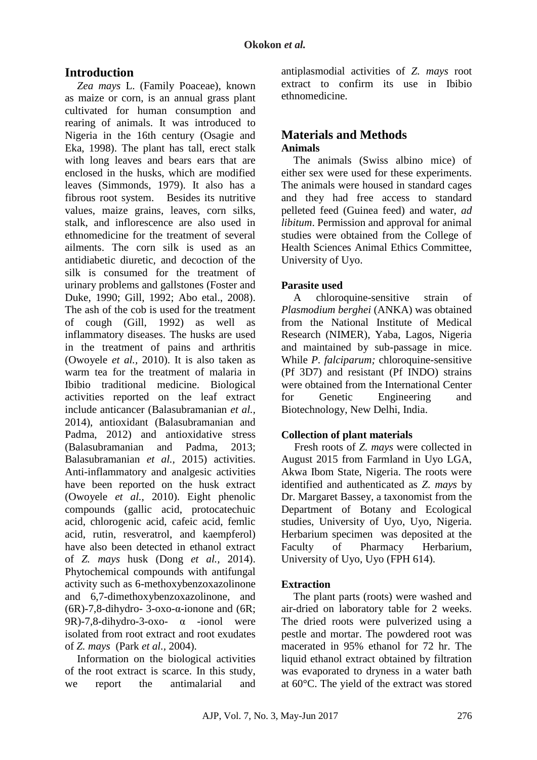## Introduction

*Zea mays* L. (Family Poaceae), known as maize or corn, is an annual grass plant cultivated for human consumption and rearing of animals. It was introduced to Nigeria in the 16th century (Osagie and Eka, 1998). The plant has tall, erect stalk with long leaves and bears ears that are enclosed in the husks, which are modified leaves (Simmonds, 1979). It also has a fibrous root system. Besides its nutritive values, maize grains, leaves, corn silks, stalk, and inflorescence are also used in ethnomedicine for the treatment of several ailments. The corn silk is used as an antidiabetic diuretic, and decoction of the silk is consumed for the treatment of urinary problems and gallstones (Foster and Duke, 1990; Gill, 1992; Abo etal., 2008). The ash of the cob is used for the treatment of cough (Gill, 1992) as well as inflammatory diseases. The husks are used in the treatment of pains and arthritis (Owoyele *et al.*, 2010). It is also taken as warm tea for the treatment of malaria in Ibibio traditional medicine. Biological activities reported on the leaf extract include anticancer (Balasubramanian *et al.*, 2014), antioxidant (Balasubramanian and Padma, 2012) and antioxidative stress (Balasubramanian and Padma, 2013; Balasubramanian *et al.*, 2015) activities. Anti-inflammatory and analgesic activities have been reported on the husk extract (Owoyele *et al.*, 2010). Eight phenolic compounds (gallic acid, protocatechuic acid, chlorogenic acid, cafeic acid, femlic acid, rutin, resveratrol, and kaempferol) have also been detected in ethanol extract of *Z. mays* husk (Dong *et al.*, 2014). Phytochemical compounds with antifungal activity such as 6-methoxybenzoxazolinone and 6,7-dimethoxybenzoxazolinone, and (6R)-7,8-dihydro- 3-oxo-α-ionone and (6R; 9R)-7,8-dihydro-3-oxo- α -ionol were isolated from root extract and root exudates of *Z. mays* (Park *et al*., 2004).

Information on the biological activities of the root extract is scarce. In this study, we report the antimalarial and antiplasmodial activities of *Z. mays* root extract to confirm its use in Ibibio ethnomedicine.

## Materials and Methods

### Animals

The animals (Swiss albino mice) of either sex were used for these experiments. The animals were housed in standard cages and they had free access to standard pelleted feed (Guinea feed) and water, *ad libitum*. Permission and approval for animal studies were obtained from the College of Health Sciences Animal Ethics Committee, University of Uyo.

### Parasite used

A chloroquine-sensitive strain of *Plasmodium berghei* (ANKA) was obtained from the National Institute of Medical Research (NIMER), Yaba, Lagos, Nigeria and maintained by sub-passage in mice. While *P. falciparum;* chloroquine-sensitive (Pf 3D7) and resistant (Pf INDO) strains were obtained from the International Center for Genetic Engineering and Biotechnology, New Delhi, India.

### Collection of plant materials

Fresh roots of *Z. mays* were collected in August 2015 from Farmland in Uyo LGA, Akwa Ibom State, Nigeria. The roots were identified and authenticated as *Z. mays* by Dr. Margaret Bassey, a taxonomist from the Department of Botany and Ecological studies, University of Uyo, Uyo, Nigeria. Herbarium specimen was deposited at the Faculty of Pharmacy Herbarium, University of Uyo, Uyo (FPH 614).

### Extraction

The plant parts (roots) were washed and air-dried on laboratory table for 2 weeks. The dried roots were pulverized using a pestle and mortar. The powdered root was macerated in 95% ethanol for 72 hr. The liquid ethanol extract obtained by filtration was evaporated to dryness in a water bath at 60°C. The yield of the extract was stored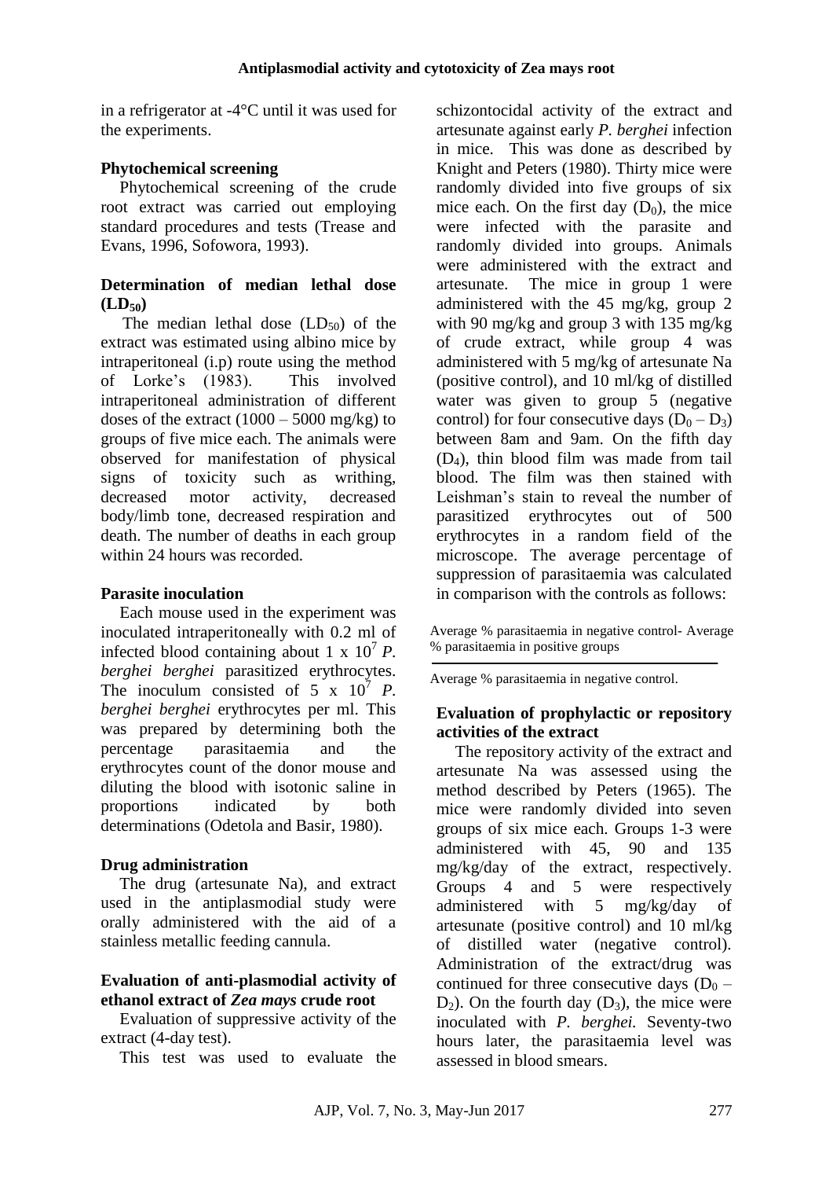in a refrigerator at -4°C until it was used for the experiments.

**Phytochemical screening**

Phytochemical screening of the crude root extract was carried out employing standard procedures and tests (Trease and Evans, 1996, Sofowora, 1993).

**Determination of median lethal dose ($LD_{50}$)**

The median lethal dose ($LD_{50}$) of the extract was estimated using albino mice by intraperitoneal (i.p) route using the method of Lorke's (1983). This involved intraperitoneal administration of different doses of the extract (1000 – 5000 mg/kg) to groups of five mice each. The animals were observed for manifestation of physical signs of toxicity such as writhing, decreased motor activity, decreased body/limb tone, decreased respiration and death. The number of deaths in each group within 24 hours was recorded.

**Parasite inoculation**

Each mouse used in the experiment was inoculated intraperitoneally with 0.2 ml of infected blood containing about $1 \times 10^7$ *P. berghei berghei* parasitized erythrocytes. The inoculum consisted of $5 \times 10^7$ *P. berghei berghei* erythrocytes per ml. This was prepared by determining both the percentage parasitaemia and the erythrocytes count of the donor mouse and diluting the blood with isotonic saline in proportions indicated by both determinations (Odetola and Basir, 1980).

**Drug administration**

The drug (artesunate Na), and extract used in the antiplasmodial study were orally administered with the aid of a stainless metallic feeding cannula.

**Evaluation of anti-plasmodial activity of ethanol extract of *Zea mays* crude root**

Evaluation of suppressive activity of the extract (4-day test).

This test was used to evaluate the schizontocidal activity of the extract and artesunate against early *P. berghei* infection in mice. This was done as described by Knight and Peters (1980). Thirty mice were randomly divided into five groups of six mice each. On the first day ($D_0$), the mice were infected with the parasite and randomly divided into groups. Animals were administered with the extract and artesunate. The mice in group 1 were administered with the 45 mg/kg, group 2 with 90 mg/kg and group 3 with 135 mg/kg of crude extract, while group 4 was administered with 5 mg/kg of artesunate Na (positive control), and 10 ml/kg of distilled water was given to group 5 (negative control) for four consecutive days ($D_0 – D_3$) between 8am and 9am. On the fifth day ($D_4$), thin blood film was made from tail blood. The film was then stained with Leishman's stain to reveal the number of parasitized erythrocytes out of 500 erythrocytes in a random field of the microscope. The average percentage of suppression of parasitaemia was calculated in comparison with the controls as follows:

$$\frac{\text{Average \% parasitaemia in negative control- Average \% parasitaemia in positive groups}}{\text{Average \% parasitaemia in negative control.}}$$

**Evaluation of prophylactic or repository activities of the extract**

The repository activity of the extract and artesunate Na was assessed using the method described by Peters (1965). The mice were randomly divided into seven groups of six mice each. Groups 1-3 were administered with 45, 90 and 135 mg/kg/day of the extract, respectively. Groups 4 and 5 were respectively administered with 5 mg/kg/day of artesunate (positive control) and 10 ml/kg of distilled water (negative control). Administration of the extract/drug was continued for three consecutive days ($D_0$ – $D_2$). On the fourth day ($D_3$), the mice were inoculated with *P. berghei.* Seventy-two hours later, the parasitaemia level was assessed in blood smears.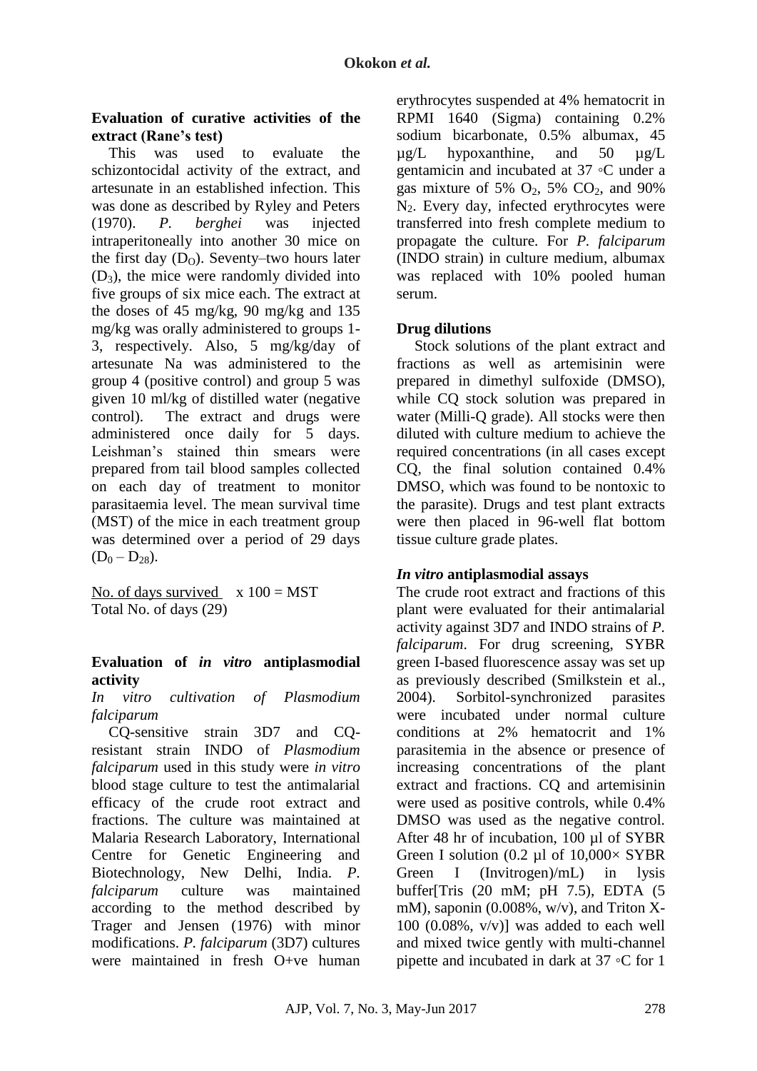### Evaluation of curative activities of the extract (Rane's test)

This was used to evaluate the schizontocidal activity of the extract, and artesunate in an established infection. This was done as described by Ryley and Peters (1970). *P. berghei* was injected intraperitoneally into another 30 mice on the first day ($D_O$). Seventy–two hours later ($D_3$), the mice were randomly divided into five groups of six mice each. The extract at the doses of 45 mg/kg, 90 mg/kg and 135 mg/kg was orally administered to groups 1-3, respectively. Also, 5 mg/kg/day of artesunate Na was administered to the group 4 (positive control) and group 5 was given 10 ml/kg of distilled water (negative control). The extract and drugs were administered once daily for 5 days. Leishman's stained thin smears were prepared from tail blood samples collected on each day of treatment to monitor parasitaemia level. The mean survival time (MST) of the mice in each treatment group was determined over a period of 29 days ($D_0 – D_{28}$).

$$\frac{\text{No. of days survived}}{\text{Total No. of days (29)}} \times 100 = \text{MST}$$

### Evaluation of *in vitro* antiplasmodial activity

*In vitro cultivation of Plasmodium falciparum*

CQ-sensitive strain 3D7 and CQ-resistant strain INDO of *Plasmodium falciparum* used in this study were *in vitro* blood stage culture to test the antimalarial efficacy of the crude root extract and fractions. The culture was maintained at Malaria Research Laboratory, International Centre for Genetic Engineering and Biotechnology, New Delhi, India. *P. falciparum* culture was maintained according to the method described by Trager and Jensen (1976) with minor modifications. *P. falciparum* (3D7) cultures were maintained in fresh O+ve human erythrocytes suspended at 4% hematocrit in RPMI 1640 (Sigma) containing 0.2% sodium bicarbonate, 0.5% albumax, 45 µg/L hypoxanthine, and 50 µg/L gentamicin and incubated at 37 ◦C under a gas mixture of 5% $O_2$, 5% $CO_2$, and 90% $N_2$. Every day, infected erythrocytes were transferred into fresh complete medium to propagate the culture. For *P. falciparum* (INDO strain) in culture medium, albumax was replaced with 10% pooled human serum.

### Drug dilutions

Stock solutions of the plant extract and fractions as well as artemisinin were prepared in dimethyl sulfoxide (DMSO), while CQ stock solution was prepared in water (Milli-Q grade). All stocks were then diluted with culture medium to achieve the required concentrations (in all cases except CQ, the final solution contained 0.4% DMSO, which was found to be nontoxic to the parasite). Drugs and test plant extracts were then placed in 96-well flat bottom tissue culture grade plates.

### *In vitro* antiplasmodial assays

The crude root extract and fractions of this plant were evaluated for their antimalarial activity against 3D7 and INDO strains of *P. falciparum*. For drug screening, SYBR green I-based fluorescence assay was set up as previously described (Smilkstein et al., 2004). Sorbitol-synchronized parasites were incubated under normal culture conditions at 2% hematocrit and 1% parasitemia in the absence or presence of increasing concentrations of the plant extract and fractions. CQ and artemisinin were used as positive controls, while 0.4% DMSO was used as the negative control. After 48 hr of incubation, 100 µl of SYBR Green I solution (0.2 µl of 10,000× SYBR Green I (Invitrogen)/mL) in lysis buffer[Tris (20 mM; pH 7.5), EDTA (5 mM), saponin (0.008%, w/v), and Triton X-100 (0.08%, v/v)] was added to each well and mixed twice gently with multi-channel pipette and incubated in dark at 37 ◦C for 1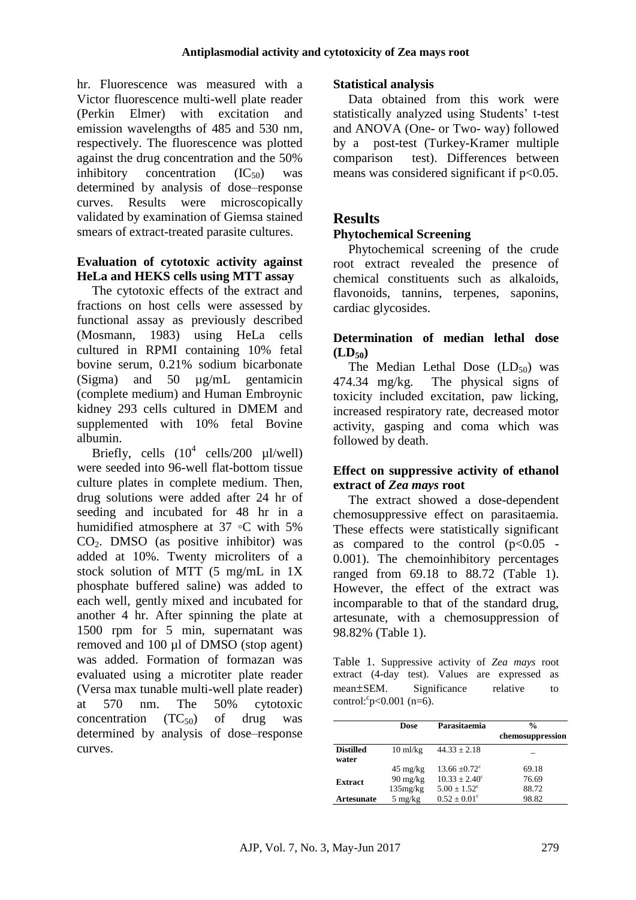hr. Fluorescence was measured with a Victor fluorescence multi-well plate reader (Perkin Elmer) with excitation and emission wavelengths of 485 and 530 nm, respectively. The fluorescence was plotted against the drug concentration and the 50% inhibitory concentration ($IC_{50}$) was determined by analysis of dose–response curves. Results were microscopically validated by examination of Giemsa stained smears of extract-treated parasite cultures.

### Evaluation of cytotoxic activity against HeLa and HEKS cells using MTT assay

The cytotoxic effects of the extract and fractions on host cells were assessed by functional assay as previously described (Mosmann, 1983) using HeLa cells cultured in RPMI containing 10% fetal bovine serum, 0.21% sodium bicarbonate (Sigma) and 50 µg/mL gentamicin (complete medium) and Human Embroynic kidney 293 cells cultured in DMEM and supplemented with 10% fetal Bovine albumin.

Briefly, cells ($10^4$ cells/200 µl/well) were seeded into 96-well flat-bottom tissue culture plates in complete medium. Then, drug solutions were added after 24 hr of seeding and incubated for 48 hr in a humidified atmosphere at 37 ◦C with 5% $CO_2$. DMSO (as positive inhibitor) was added at 10%. Twenty microliters of a stock solution of MTT (5 mg/mL in 1X phosphate buffered saline) was added to each well, gently mixed and incubated for another 4 hr. After spinning the plate at 1500 rpm for 5 min, supernatant was removed and 100 µl of DMSO (stop agent) was added. Formation of formazan was evaluated using a microtiter plate reader (Versa max tunable multi-well plate reader) at 570 nm. The 50% cytotoxic concentration ($TC_{50}$) of drug was determined by analysis of dose–response curves.

### Statistical analysis

Data obtained from this work were statistically analyzed using Students' t-test and ANOVA (One- or Two- way) followed by a post-test (Turkey-Kramer multiple comparison test). Differences between means was considered significant if $p<0.05$.

## Results

### Phytochemical Screening

Phytochemical screening of the crude root extract revealed the presence of chemical constituents such as alkaloids, flavonoids, tannins, terpenes, saponins, cardiac glycosides.

### Determination of median lethal dose ($LD_{50}$)

The Median Lethal Dose ($LD_{50}$) was 474.34 mg/kg. The physical signs of toxicity included excitation, paw licking, increased respiratory rate, decreased motor activity, gasping and coma which was followed by death.

### Effect on suppressive activity of ethanol extract of *Zea mays* root

The extract showed a dose-dependent chemosuppressive effect on parasitaemia. These effects were statistically significant as compared to the control ($p<0.05$ - 0.001). The chemoinhibitory percentages ranged from 69.18 to 88.72 (Table 1). However, the effect of the extract was incomparable to that of the standard drug, artesunate, with a chemosuppression of 98.82% (Table 1).

Table 1. Suppressive activity of *Zea mays* root extract (4-day test). Values are expressed as mean±SEM. Significance relative to control:[c]$p<0.001$ (n=6).

| | Dose | Parasitaemia | % chemosuppression |
|---|---|---|---|
| **Distilled water** | 10 ml/kg | 44.33 ± 2.18 | – |
| **Extract** | 45 mg/kg | 13.66 ±0.72[c] | 69.18 |
| | 90 mg/kg | 10.33 ± 2.40[c] | 76.69 |
| | 135mg/kg | 5.00 ± 1.52[c] | 88.72 |
| **Artesunate** | 5 mg/kg | 0.52 ± 0.01[c] | 98.82 |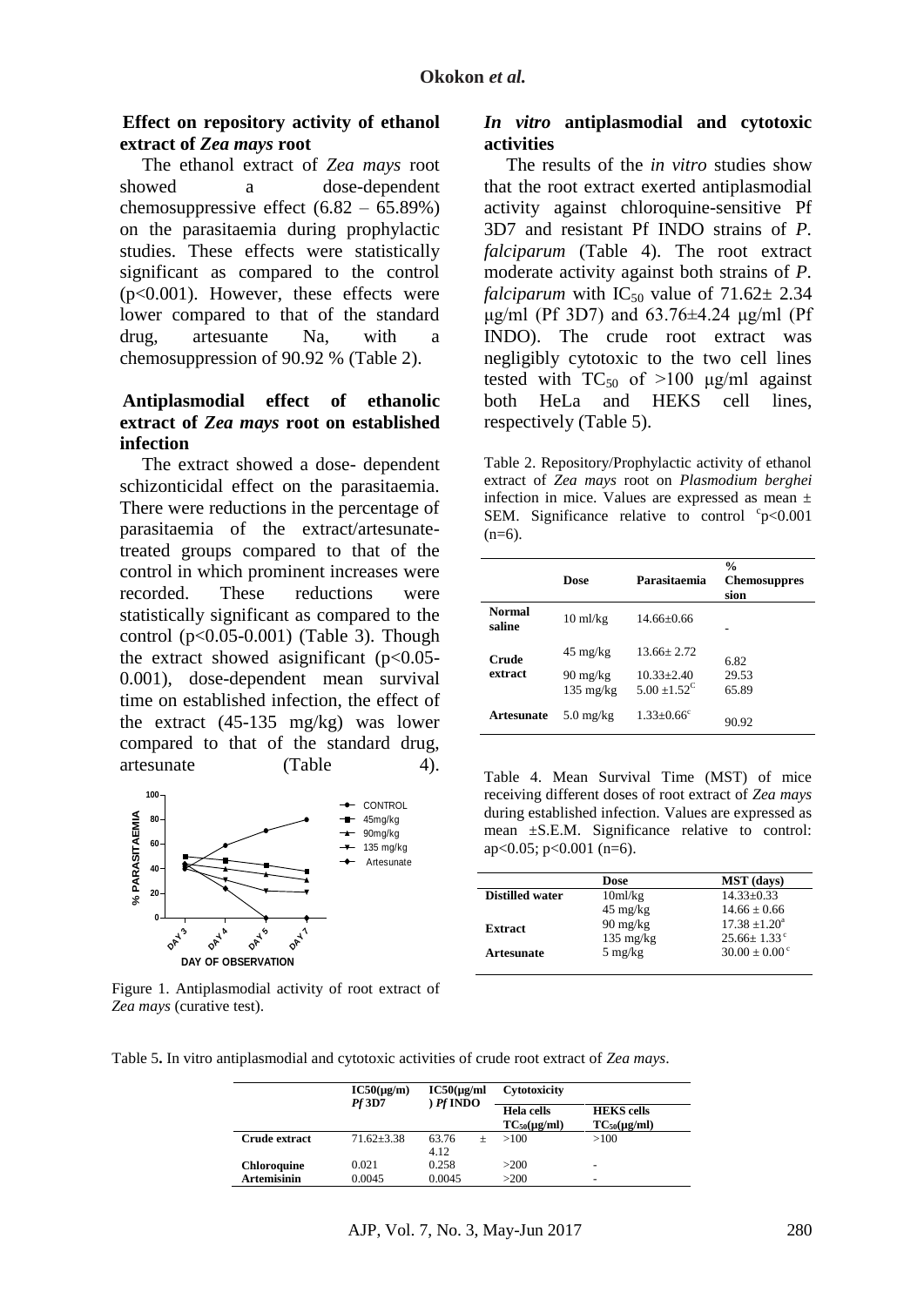### Effect on repository activity of ethanol extract of *Zea mays* root

The ethanol extract of *Zea mays* root showed a dose-dependent chemosuppressive effect (6.82 – 65.89%) on the parasitaemia during prophylactic studies. These effects were statistically significant as compared to the control ($p<0.001$). However, these effects were lower compared to that of the standard drug, artesuante Na, with a chemosuppression of 90.92 % (Table 2).

### Antiplasmodial effect of ethanolic extract of *Zea mays* root on established infection

The extract showed a dose- dependent schizonticidal effect on the parasitaemia. There were reductions in the percentage of parasitaemia of the extract/artesunate-treated groups compared to that of the control in which prominent increases were recorded. These reductions were statistically significant as compared to the control ($p<0.05$-$0.001$) (Table 3). Though the extract showed asignificant ($p<0.05$-$0.001$), dose-dependent mean survival time on established infection, the effect of the extract (45-135 mg/kg) was lower compared to that of the standard drug, artesunate (Table 4).

Figure 1. Antiplasmodial activity of root extract of *Zea mays* (curative test).

### *In vitro* antiplasmodial and cytotoxic activities

The results of the *in vitro* studies show that the root extract exerted antiplasmodial activity against chloroquine-sensitive Pf 3D7 and resistant Pf INDO strains of *P. falciparum* (Table 4). The root extract moderate activity against both strains of *P. falciparum* with $IC_{50}$ value of 71.62± 2.34 μg/ml (Pf 3D7) and 63.76±4.24 μg/ml (Pf INDO). The crude root extract was negligibly cytotoxic to the two cell lines tested with $TC_{50}$ of >100 μg/ml against both HeLa and HEKS cell lines, respectively (Table 5).

Table 2. Repository/Prophylactic activity of ethanol extract of *Zea mays* root on *Plasmodium berghei* infection in mice. Values are expressed as mean ± SEM. Significance relative to control [c]$p<0.001$ (n=6).

| | Dose | Parasitaemia | % Chemosuppression |
|---|---|---|---|
| Normal saline | 10 ml/kg | 14.66±0.66 | - |
| Crude extract | 45 mg/kg | 13.66± 2.72 | 6.82 |
| | 90 mg/kg | 10.33±2.40 | 29.53 |
| | 135 mg/kg | 5.00 ±1.52[c] | 65.89 |
| Artesunate | 5.0 mg/kg | 1.33±0.66[c] | 90.92 |

Table 4. Mean Survival Time (MST) of mice receiving different doses of root extract of *Zea mays* during established infection. Values are expressed as mean ±S.E.M. Significance relative to control: a$p<0.05$; $p<0.001$ (n=6).

| | Dose | MST (days) |
|---|---|---|
| Distilled water | 10ml/kg | 14.33±0.33 |
| Extract | 45 mg/kg | 14.66 ± 0.66 |
| | 90 mg/kg | 17.38 ±1.20[a] |
| | 135 mg/kg | 25.66± 1.33[c] |
| Artesunate | 5 mg/kg | 30.00 ± 0.00[c] |

Table 5. In vitro antiplasmodial and cytotoxic activities of crude root extract of *Zea mays*.

| | IC50(µg/m) *Pf* 3D7 | IC50(µg/ml) *Pf* INDO | Cytotoxicity | |
|---|---|---|---|---|
| | | | Hela cells $TC_{50}$(µg/ml) | HEKS cells $TC_{50}$(µg/ml) |
| Crude extract | 71.62±3.38 | 63.76 ± 4.12 | >100 | >100 |
| Chloroquine | 0.021 | 0.258 | >200 | - |
| Artemisinin | 0.0045 | 0.0045 | >200 | - |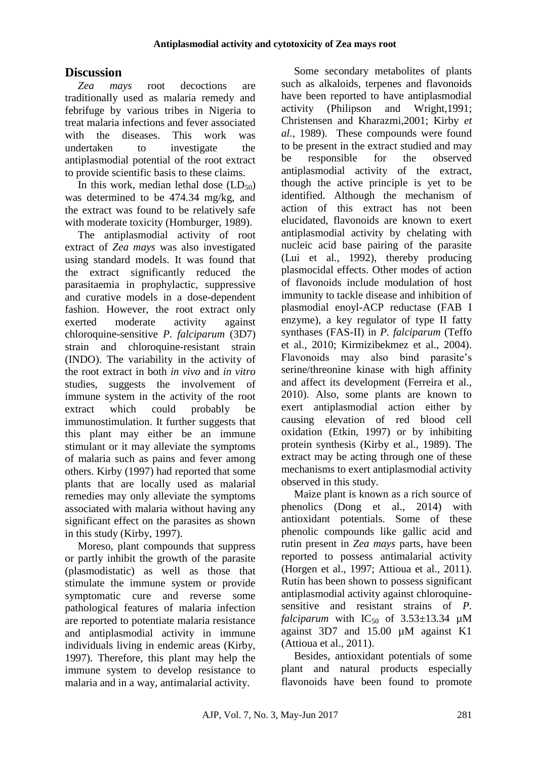## Discussion

*Zea mays* root decoctions are traditionally used as malaria remedy and febrifuge by various tribes in Nigeria to treat malaria infections and fever associated with the diseases. This work was undertaken to investigate the antiplasmodial potential of the root extract to provide scientific basis to these claims.

In this work, median lethal dose ($LD_{50}$) was determined to be 474.34 mg/kg, and the extract was found to be relatively safe with moderate toxicity (Homburger, 1989).

The antiplasmodial activity of root extract of *Zea mays* was also investigated using standard models. It was found that the extract significantly reduced the parasitaemia in prophylactic, suppressive and curative models in a dose-dependent fashion. However, the root extract only exerted moderate activity against chloroquine-sensitive *P. falciparum* (3D7) strain and chloroquine-resistant strain (INDO). The variability in the activity of the root extract in both *in vivo* and *in vitro* studies, suggests the involvement of immune system in the activity of the root extract which could probably be immunostimulation. It further suggests that this plant may either be an immune stimulant or it may alleviate the symptoms of malaria such as pains and fever among others. Kirby (1997) had reported that some plants that are locally used as malarial remedies may only alleviate the symptoms associated with malaria without having any significant effect on the parasites as shown in this study (Kirby, 1997).

Moreso, plant compounds that suppress or partly inhibit the growth of the parasite (plasmodistatic) as well as those that stimulate the immune system or provide symptomatic cure and reverse some pathological features of malaria infection are reported to potentiate malaria resistance and antiplasmodial activity in immune individuals living in endemic areas (Kirby, 1997). Therefore, this plant may help the immune system to develop resistance to malaria and in a way, antimalarial activity.

Some secondary metabolites of plants such as alkaloids, terpenes and flavonoids have been reported to have antiplasmodial activity (Philipson and Wright,1991; Christensen and Kharazmi,2001; Kirby *et al.*, 1989). These compounds were found to be present in the extract studied and may be responsible for the observed antiplasmodial activity of the extract, though the active principle is yet to be identified. Although the mechanism of action of this extract has not been elucidated, flavonoids are known to exert antiplasmodial activity by chelating with nucleic acid base pairing of the parasite (Lui et al., 1992), thereby producing plasmocidal effects. Other modes of action of flavonoids include modulation of host immunity to tackle disease and inhibition of plasmodial enoyl-ACP reductase (FAB I enzyme), a key regulator of type II fatty synthases (FAS-II) in *P. falciparum* (Teffo et al., 2010; Kirmizibekmez et al., 2004). Flavonoids may also bind parasite's serine/threonine kinase with high affinity and affect its development (Ferreira et al., 2010). Also, some plants are known to exert antiplasmodial action either by causing elevation of red blood cell oxidation (Etkin, 1997) or by inhibiting protein synthesis (Kirby et al., 1989). The extract may be acting through one of these mechanisms to exert antiplasmodial activity observed in this study.

Maize plant is known as a rich source of phenolics (Dong et al., 2014) with antioxidant potentials. Some of these phenolic compounds like gallic acid and rutin present in *Zea mays* parts, have been reported to possess antimalarial activity (Horgen et al., 1997; Attioua et al., 2011). Rutin has been shown to possess significant antiplasmodial activity against chloroquine-sensitive and resistant strains of *P. falciparum* with $IC_{50}$ of $3.53 \pm 13.34$ µM against 3D7 and 15.00 µM against K1 (Attioua et al., 2011).

Besides, antioxidant potentials of some plant and natural products especially flavonoids have been found to promote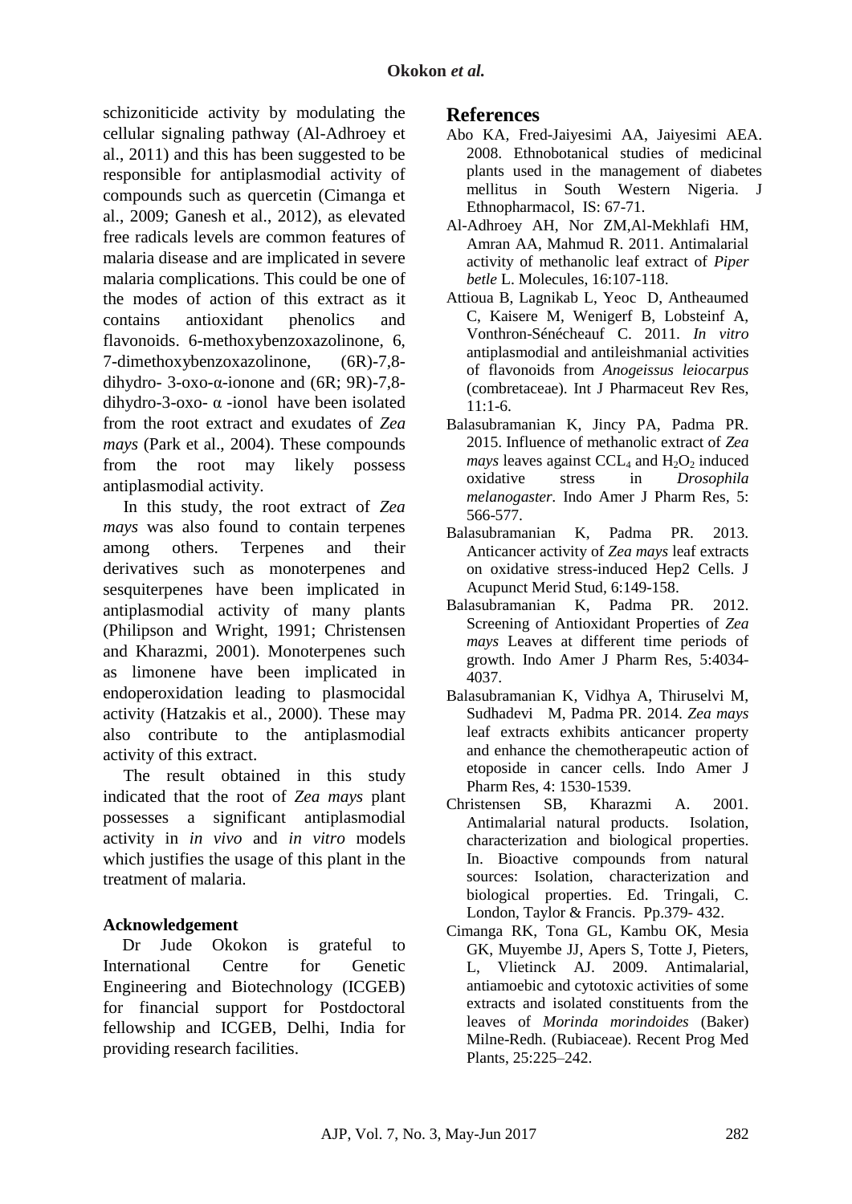schizoniticide activity by modulating the cellular signaling pathway (Al-Adhroey et al., 2011) and this has been suggested to be responsible for antiplasmodial activity of compounds such as quercetin (Cimanga et al., 2009; Ganesh et al., 2012), as elevated free radicals levels are common features of malaria disease and are implicated in severe malaria complications. This could be one of the modes of action of this extract as it contains antioxidant phenolics and flavonoids. 6-methoxybenzoxazolinone, 6, 7-dimethoxybenzoxazolinone, (6R)-7,8-dihydro- 3-oxo-α-ionone and (6R; 9R)-7,8-dihydro-3-oxo- α -ionol have been isolated from the root extract and exudates of *Zea mays* (Park et al., 2004). These compounds from the root may likely possess antiplasmodial activity.

In this study, the root extract of *Zea mays* was also found to contain terpenes among others. Terpenes and their derivatives such as monoterpenes and sesquiterpenes have been implicated in antiplasmodial activity of many plants (Philipson and Wright, 1991; Christensen and Kharazmi, 2001). Monoterpenes such as limonene have been implicated in endoperoxidation leading to plasmocidal activity (Hatzakis et al., 2000). These may also contribute to the antiplasmodial activity of this extract.

The result obtained in this study indicated that the root of *Zea mays* plant possesses a significant antiplasmodial activity in *in vivo* and *in vitro* models which justifies the usage of this plant in the treatment of malaria.

### Acknowledgement

Dr Jude Okokon is grateful to International Centre for Genetic Engineering and Biotechnology (ICGEB) for financial support for Postdoctoral fellowship and ICGEB, Delhi, India for providing research facilities.

## References

Abo KA, Fred-Jaiyesimi AA, Jaiyesimi AEA. 2008. Ethnobotanical studies of medicinal plants used in the management of diabetes mellitus in South Western Nigeria. J Ethnopharmacol, IS: 67-71.

Al-Adhroey AH, Nor ZM,Al-Mekhlafi HM, Amran AA, Mahmud R. 2011. Antimalarial activity of methanolic leaf extract of *Piper betle* L. Molecules, 16:107-118.

Attioua B, Lagnikab L, Yeoc D, Antheaumed C, Kaisere M, Wenigerf B, Lobsteinf A, Vonthron-Sénécheauf C. 2011. *In vitro* antiplasmodial and antileishmanial activities of flavonoids from *Anogeissus leiocarpus* (combretaceae). Int J Pharmaceut Rev Res, 11:1-6.

Balasubramanian K, Jincy PA, Padma PR. 2015. Influence of methanolic extract of *Zea mays* leaves against $CCL_4$ and $H_2O_2$ induced oxidative stress in *Drosophila melanogaster*. Indo Amer J Pharm Res, 5: 566-577.

Balasubramanian K, Padma PR. 2013. Anticancer activity of *Zea mays* leaf extracts on oxidative stress-induced Hep2 Cells. J Acupunct Merid Stud, 6:149-158.

Balasubramanian K, Padma PR. 2012. Screening of Antioxidant Properties of *Zea mays* Leaves at different time periods of growth. Indo Amer J Pharm Res, 5:4034-4037.

Balasubramanian K, Vidhya A, Thiruselvi M, Sudhadevi M, Padma PR. 2014. *Zea mays* leaf extracts exhibits anticancer property and enhance the chemotherapeutic action of etoposide in cancer cells. Indo Amer J Pharm Res, 4: 1530-1539.

Christensen SB, Kharazmi A. 2001. Antimalarial natural products. Isolation, characterization and biological properties. In. Bioactive compounds from natural sources: Isolation, characterization and biological properties. Ed. Tringali, C. London, Taylor & Francis. Pp.379- 432.

Cimanga RK, Tona GL, Kambu OK, Mesia GK, Muyembe JJ, Apers S, Totte J, Pieters, L, Vlietinck AJ. 2009. Antimalarial, antiamoebic and cytotoxic activities of some extracts and isolated constituents from the leaves of *Morinda morindoides* (Baker) Milne-Redh. (Rubiaceae). Recent Prog Med Plants, 25:225–242.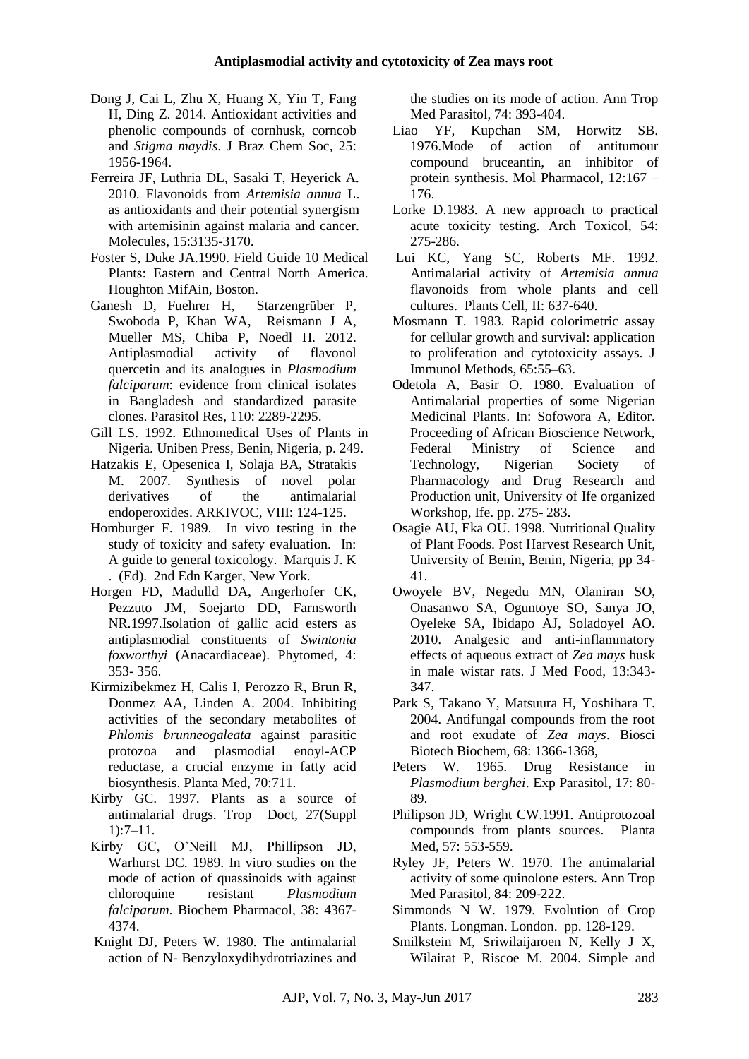Dong J, Cai L, Zhu X, Huang X, Yin T, Fang H, Ding Z. 2014. Antioxidant activities and phenolic compounds of cornhusk, corncob and *Stigma maydis*. J Braz Chem Soc, 25: 1956-1964.

Ferreira JF, Luthria DL, Sasaki T, Heyerick A. 2010. Flavonoids from *Artemisia annua* L. as antioxidants and their potential synergism with artemisinin against malaria and cancer. Molecules, 15:3135-3170.

Foster S, Duke JA.1990. Field Guide 10 Medical Plants: Eastern and Central North America. Houghton MifAin, Boston.

Ganesh D, Fuehrer H, Starzengrüber P, Swoboda P, Khan WA, Reismann J A, Mueller MS, Chiba P, Noedl H. 2012. Antiplasmodial activity of flavonol quercetin and its analogues in *Plasmodium falciparum*: evidence from clinical isolates in Bangladesh and standardized parasite clones. Parasitol Res, 110: 2289-2295.

Gill LS. 1992. Ethnomedical Uses of Plants in Nigeria. Uniben Press, Benin, Nigeria, p. 249.

Hatzakis E, Opesenica I, Solaja BA, Stratakis M. 2007. Synthesis of novel polar derivatives of the antimalarial endoperoxides. ARKIVOC, VIII: 124-125.

Homburger F. 1989. In vivo testing in the study of toxicity and safety evaluation. In: A guide to general toxicology. Marquis J. K . (Ed). 2nd Edn Karger, New York.

Horgen FD, Madulld DA, Angerhofer CK, Pezzuto JM, Soejarto DD, Farnsworth NR.1997.Isolation of gallic acid esters as antiplasmodial constituents of *Swintonia foxworthyi* (Anacardiaceae). Phytomed, 4: 353- 356.

Kirmizibekmez H, Calis I, Perozzo R, Brun R, Donmez AA, Linden A. 2004. Inhibiting activities of the secondary metabolites of *Phlomis brunneogaleata* against parasitic protozoa and plasmodial enoyl-ACP reductase, a crucial enzyme in fatty acid biosynthesis. Planta Med, 70:711.

Kirby GC. 1997. Plants as a source of antimalarial drugs. Trop Doct, 27(Suppl 1):7–11.

Kirby GC, O'Neill MJ, Phillipson JD, Warhurst DC. 1989. In vitro studies on the mode of action of quassinoids with against chloroquine resistant *Plasmodium falciparum*. Biochem Pharmacol, 38: 4367-4374.

Knight DJ, Peters W. 1980. The antimalarial action of N- Benzyloxydihydrotriazines and the studies on its mode of action. Ann Trop Med Parasitol, 74: 393-404.

Liao YF, Kupchan SM, Horwitz SB. 1976.Mode of action of antitumour compound bruceantin, an inhibitor of protein synthesis. Mol Pharmacol, 12:167 – 176.

Lorke D.1983. A new approach to practical acute toxicity testing. Arch Toxicol, 54: 275-286.

Lui KC, Yang SC, Roberts MF. 1992. Antimalarial activity of *Artemisia annua* flavonoids from whole plants and cell cultures. Plants Cell, II: 637-640.

Mosmann T. 1983. Rapid colorimetric assay for cellular growth and survival: application to proliferation and cytotoxicity assays. J Immunol Methods, 65:55–63.

Odetola A, Basir O. 1980. Evaluation of Antimalarial properties of some Nigerian Medicinal Plants. In: Sofowora A, Editor. Proceeding of African Bioscience Network, Federal Ministry of Science and Technology, Nigerian Society of Pharmacology and Drug Research and Production unit, University of Ife organized Workshop, Ife. pp. 275- 283.

Osagie AU, Eka OU. 1998. Nutritional Quality of Plant Foods. Post Harvest Research Unit, University of Benin, Benin, Nigeria, pp 34-41.

Owoyele BV, Negedu MN, Olaniran SO, Onasanwo SA, Oguntoye SO, Sanya JO, Oyeleke SA, Ibidapo AJ, Soladoyel AO. 2010. Analgesic and anti-inflammatory effects of aqueous extract of *Zea mays* husk in male wistar rats. J Med Food, 13:343-347.

Park S, Takano Y, Matsuura H, Yoshihara T. 2004. Antifungal compounds from the root and root exudate of *Zea mays*. Biosci Biotech Biochem, 68: 1366-1368,

Peters W. 1965. Drug Resistance in *Plasmodium berghei*. Exp Parasitol, 17: 80-89.

Philipson JD, Wright CW.1991. Antiprotozoal compounds from plants sources. Planta Med, 57: 553-559.

Ryley JF, Peters W. 1970. The antimalarial activity of some quinolone esters. Ann Trop Med Parasitol, 84: 209-222.

Simmonds N W. 1979. Evolution of Crop Plants. Longman. London. pp. 128-129.

Smilkstein M, Sriwilaijaroen N, Kelly J X, Wilairat P, Riscoe M. 2004. Simple and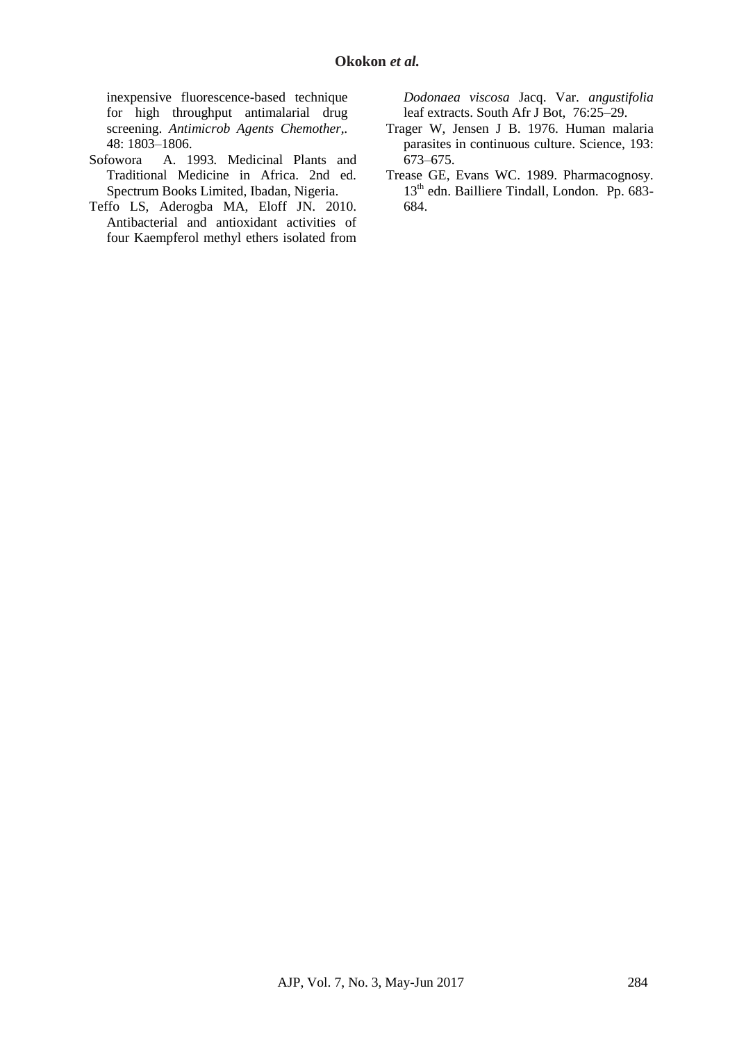inexpensive fluorescence-based technique for high throughput antimalarial drug screening. *Antimicrob Agents Chemother*,. 48: 1803–1806.

Sofowora A. 1993. Medicinal Plants and Traditional Medicine in Africa. 2nd ed. Spectrum Books Limited, Ibadan, Nigeria.

Teffo LS, Aderogba MA, Eloff JN. 2010. Antibacterial and antioxidant activities of four Kaempferol methyl ethers isolated from *Dodonaea viscosa* Jacq. Var. *angustifolia* leaf extracts. South Afr J Bot, 76:25–29.

Trager W, Jensen J B. 1976. Human malaria parasites in continuous culture. Science, 193: 673–675.

Trease GE, Evans WC. 1989. Pharmacognosy. 13th edn. Bailliere Tindall, London. Pp. 683-684.